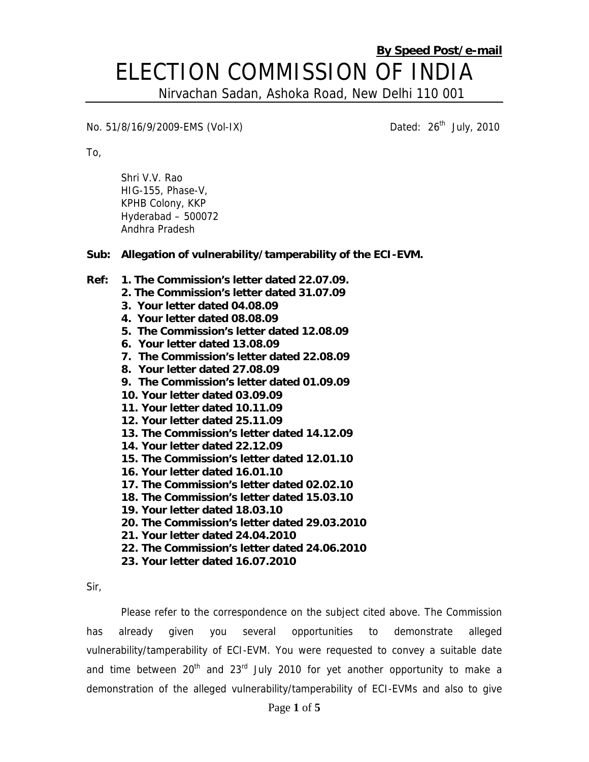**By Speed Post/e-mail**

# ELECTION COMMISSION OF INDIA

Nirvachan Sadan, Ashoka Road, New Delhi 110 001

No. 51/8/16/9/2009-EMS (Vol-IX) Dated: 26th July, 2010

To,

Shri V.V. Rao
HIG-155, Phase-V,
KPHB Colony, KKP
Hyderabad – 500072
Andhra Pradesh

**Sub: Allegation of vulnerability/tamperability of the ECI-EVM.**

**Ref:**

1. **The Commission's letter dated 22.07.09.**
2. **The Commission's letter dated 31.07.09**
3. **Your letter dated 04.08.09**
4. **Your letter dated 08.08.09**
5. **The Commission's letter dated 12.08.09**
6. **Your letter dated 13.08.09**
7. **The Commission's letter dated 22.08.09**
8. **Your letter dated 27.08.09**
9. **The Commission's letter dated 01.09.09**
10. **Your letter dated 03.09.09**
11. **Your letter dated 10.11.09**
12. **Your letter dated 25.11.09**
13. **The Commission's letter dated 14.12.09**
14. **Your letter dated 22.12.09**
15. **The Commission's letter dated 12.01.10**
16. **Your letter dated 16.01.10**
17. **The Commission's letter dated 02.02.10**
18. **The Commission's letter dated 15.03.10**
19. **Your letter dated 18.03.10**
20. **The Commission's letter dated 29.03.2010**
21. **Your letter dated 24.04.2010**
22. **The Commission's letter dated 24.06.2010**
23. **Your letter dated 16.07.2010**

Sir,

Please refer to the correspondence on the subject cited above. The Commission has already given you several opportunities to demonstrate alleged vulnerability/tamperability of ECI-EVM. You were requested to convey a suitable date and time between 20th and 23rd July 2010 for yet another opportunity to make a demonstration of the alleged vulnerability/tamperability of ECI-EVMs and also to give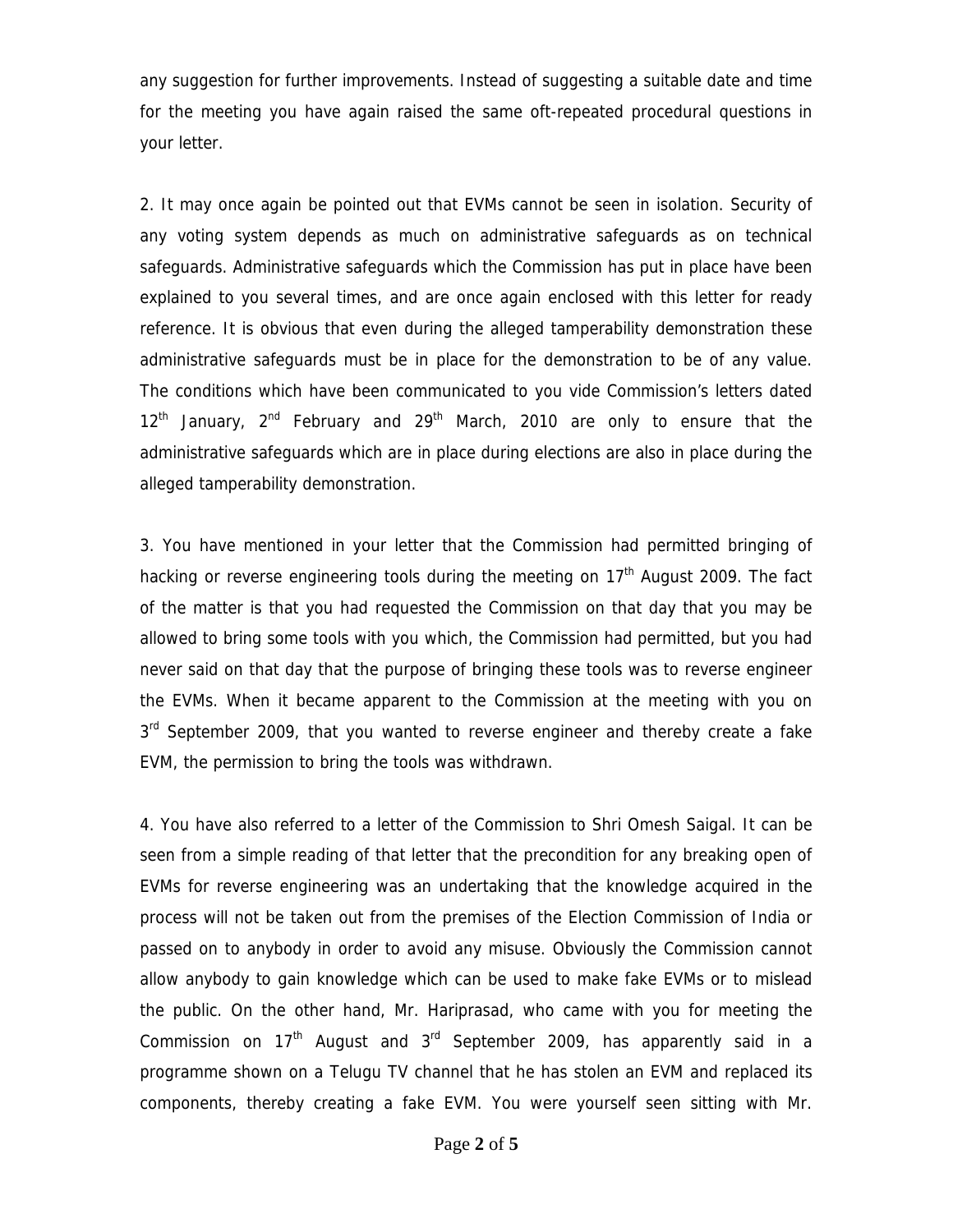any suggestion for further improvements. Instead of suggesting a suitable date and time for the meeting you have again raised the same oft-repeated procedural questions in your letter.

2. It may once again be pointed out that EVMs cannot be seen in isolation. Security of any voting system depends as much on administrative safeguards as on technical safeguards. Administrative safeguards which the Commission has put in place have been explained to you several times, and are once again enclosed with this letter for ready reference. It is obvious that even during the alleged tamperability demonstration these administrative safeguards must be in place for the demonstration to be of any value. The conditions which have been communicated to you vide Commission's letters dated 12th January, 2nd February and 29th March, 2010 are only to ensure that the administrative safeguards which are in place during elections are also in place during the alleged tamperability demonstration.

3. You have mentioned in your letter that the Commission had permitted bringing of hacking or reverse engineering tools during the meeting on 17th August 2009. The fact of the matter is that you had requested the Commission on that day that you may be allowed to bring some tools with you which, the Commission had permitted, but you had never said on that day that the purpose of bringing these tools was to reverse engineer the EVMs. When it became apparent to the Commission at the meeting with you on 3rd September 2009, that you wanted to reverse engineer and thereby create a fake EVM, the permission to bring the tools was withdrawn.

4. You have also referred to a letter of the Commission to Shri Omesh Saigal. It can be seen from a simple reading of that letter that the precondition for any breaking open of EVMs for reverse engineering was an undertaking that the knowledge acquired in the process will not be taken out from the premises of the Election Commission of India or passed on to anybody in order to avoid any misuse. Obviously the Commission cannot allow anybody to gain knowledge which can be used to make fake EVMs or to mislead the public. On the other hand, Mr. Hariprasad, who came with you for meeting the Commission on 17th August and 3rd September 2009, has apparently said in a programme shown on a Telugu TV channel that he has stolen an EVM and replaced its components, thereby creating a fake EVM. You were yourself seen sitting with Mr.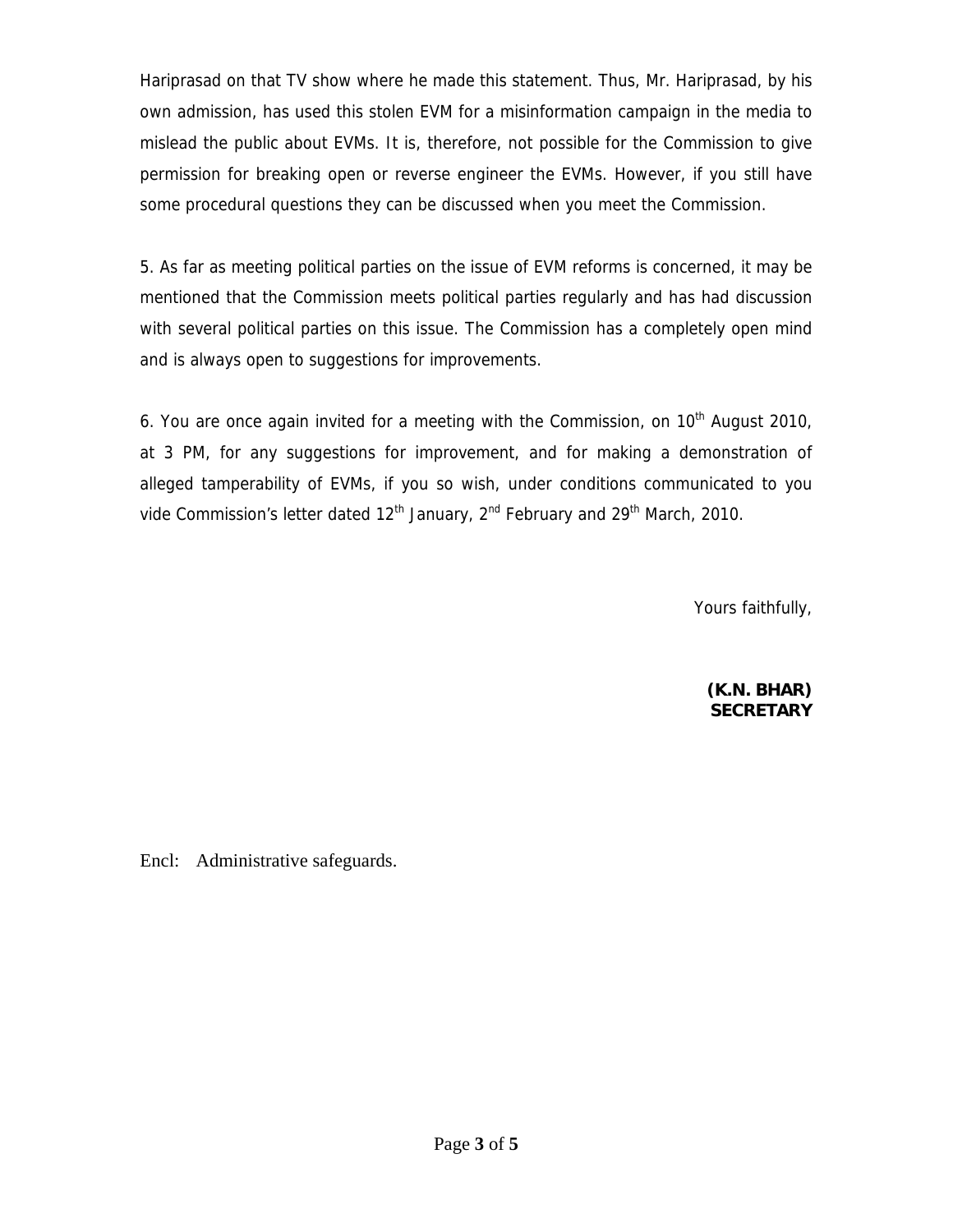Hariprasad on that TV show where he made this statement. Thus, Mr. Hariprasad, by his own admission, has used this stolen EVM for a misinformation campaign in the media to mislead the public about EVMs. It is, therefore, not possible for the Commission to give permission for breaking open or reverse engineer the EVMs. However, if you still have some procedural questions they can be discussed when you meet the Commission.

5. As far as meeting political parties on the issue of EVM reforms is concerned, it may be mentioned that the Commission meets political parties regularly and has had discussion with several political parties on this issue. The Commission has a completely open mind and is always open to suggestions for improvements.

6. You are once again invited for a meeting with the Commission, on 10th August 2010, at 3 PM, for any suggestions for improvement, and for making a demonstration of alleged tamperability of EVMs, if you so wish, under conditions communicated to you vide Commission's letter dated 12th January, 2nd February and 29th March, 2010.

Yours faithfully,

**(K.N. BHAR)**
**SECRETARY**

Encl: Administrative safeguards.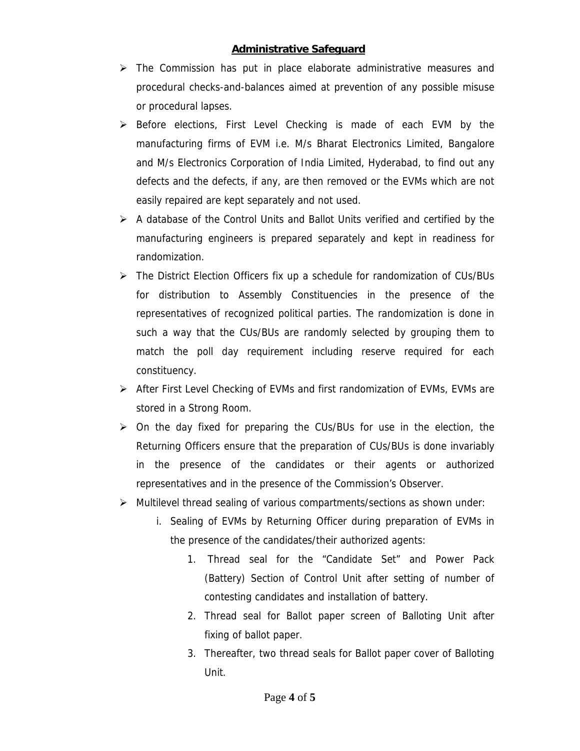## **Administrative Safeguard**

- The Commission has put in place elaborate administrative measures and procedural checks-and-balances aimed at prevention of any possible misuse or procedural lapses.
- Before elections, First Level Checking is made of each EVM by the manufacturing firms of EVM i.e. M/s Bharat Electronics Limited, Bangalore and M/s Electronics Corporation of India Limited, Hyderabad, to find out any defects and the defects, if any, are then removed or the EVMs which are not easily repaired are kept separately and not used.
- A database of the Control Units and Ballot Units verified and certified by the manufacturing engineers is prepared separately and kept in readiness for randomization.
- The District Election Officers fix up a schedule for randomization of CUs/BUs for distribution to Assembly Constituencies in the presence of the representatives of recognized political parties. The randomization is done in such a way that the CUs/BUs are randomly selected by grouping them to match the poll day requirement including reserve required for each constituency.
- After First Level Checking of EVMs and first randomization of EVMs, EVMs are stored in a Strong Room.
- On the day fixed for preparing the CUs/BUs for use in the election, the Returning Officers ensure that the preparation of CUs/BUs is done invariably in the presence of the candidates or their agents or authorized representatives and in the presence of the Commission's Observer.
- Multilevel thread sealing of various compartments/sections as shown under:
    - i. Sealing of EVMs by Returning Officer during preparation of EVMs in the presence of the candidates/their authorized agents:
        1. Thread seal for the "Candidate Set" and Power Pack (Battery) Section of Control Unit after setting of number of contesting candidates and installation of battery.
        2. Thread seal for Ballot paper screen of Balloting Unit after fixing of ballot paper.
        3. Thereafter, two thread seals for Ballot paper cover of Balloting Unit.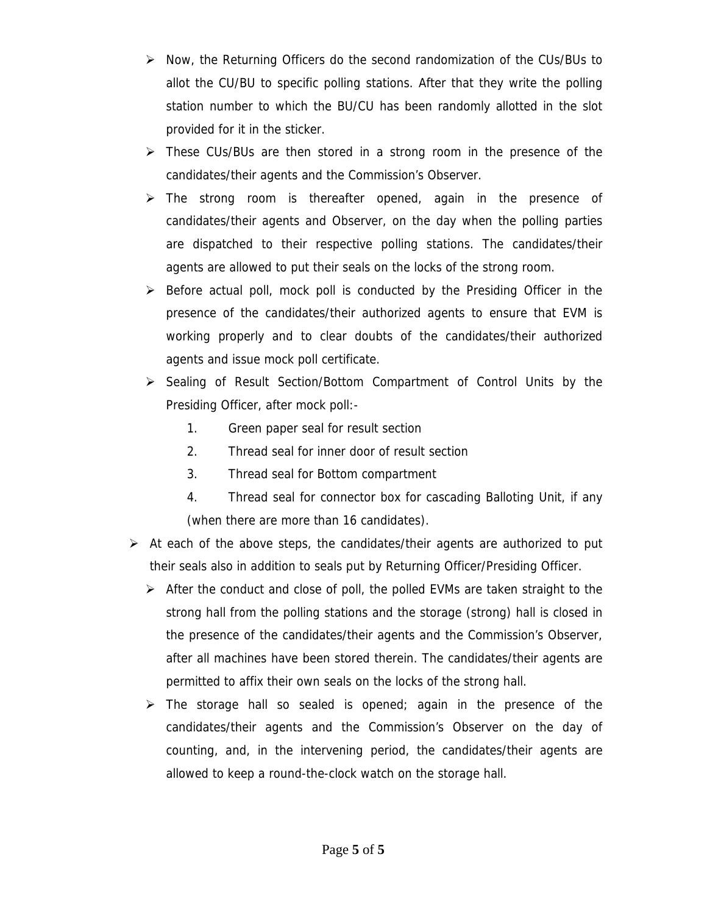- Now, the Returning Officers do the second randomization of the CUs/BUs to allot the CU/BU to specific polling stations. After that they write the polling station number to which the BU/CU has been randomly allotted in the slot provided for it in the sticker.
- These CUs/BUs are then stored in a strong room in the presence of the candidates/their agents and the Commission's Observer.
- The strong room is thereafter opened, again in the presence of candidates/their agents and Observer, on the day when the polling parties are dispatched to their respective polling stations. The candidates/their agents are allowed to put their seals on the locks of the strong room.
- Before actual poll, mock poll is conducted by the Presiding Officer in the presence of the candidates/their authorized agents to ensure that EVM is working properly and to clear doubts of the candidates/their authorized agents and issue mock poll certificate.
- Sealing of Result Section/Bottom Compartment of Control Units by the Presiding Officer, after mock poll:-
    1. Green paper seal for result section
    2. Thread seal for inner door of result section
    3. Thread seal for Bottom compartment
    4. Thread seal for connector box for cascading Balloting Unit, if any (when there are more than 16 candidates).

- At each of the above steps, the candidates/their agents are authorized to put their seals also in addition to seals put by Returning Officer/Presiding Officer.
    - After the conduct and close of poll, the polled EVMs are taken straight to the strong hall from the polling stations and the storage (strong) hall is closed in the presence of the candidates/their agents and the Commission's Observer, after all machines have been stored therein. The candidates/their agents are permitted to affix their own seals on the locks of the strong hall.
    - The storage hall so sealed is opened; again in the presence of the candidates/their agents and the Commission's Observer on the day of counting, and, in the intervening period, the candidates/their agents are allowed to keep a round-the-clock watch on the storage hall.